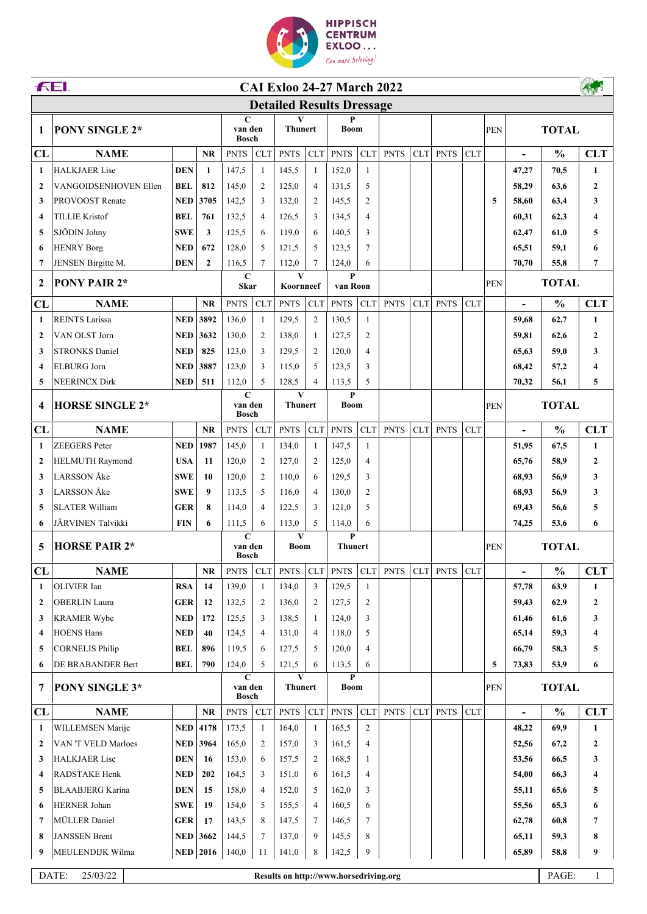# CAI Exloo 24-27 March 2022

## Detailed Results Dressage

| 1 | PONY SINGLE 2* | | | C van den Bosch | | V Thunert | | P Boom | | | | | | PEN | TOTAL | | |
|---|---|---|---|---|---|---|---|---|---|---|---|---|---|---|---|---|---|
| **CL** | **NAME** | | **NR** | PNTS | CLT | PNTS | CLT | PNTS | CLT | PNTS | CLT | PNTS | CLT | | - | % | CLT |
| 1 | HALKJAER Lise | DEN | 1 | 147,5 | 1 | 145,5 | 1 | 152,0 | 1 | | | | | | 47,27 | 70,5 | 1 |
| 2 | VANGOIDSENHOVEN Ellen | BEL | 812 | 145,0 | 2 | 125,0 | 4 | 131,5 | 5 | | | | | | 58,29 | 63,6 | 2 |
| 3 | PROVOOST Renate | NED | 3705 | 142,5 | 3 | 132,0 | 2 | 145,5 | 2 | | | | | 5 | 58,60 | 63,4 | 3 |
| 4 | TILLIE Kristof | BEL | 761 | 132,5 | 4 | 126,5 | 3 | 134,5 | 4 | | | | | | 60,31 | 62,3 | 4 |
| 5 | SJÖDIN Johny | SWE | 3 | 125,5 | 6 | 119,0 | 6 | 140,5 | 3 | | | | | | 62,47 | 61,0 | 5 |
| 6 | HENRY Borg | NED | 672 | 128,0 | 5 | 121,5 | 5 | 123,5 | 7 | | | | | | 65,51 | 59,1 | 6 |
| 7 | JENSEN Birgitte M. | DEN | 2 | 116,5 | 7 | 112,0 | 7 | 124,0 | 6 | | | | | | 70,70 | 55,8 | 7 |

| 2 | PONY PAIR 2* | | | C Skar | | V Koornneef | | P van Roon | | | | | | PEN | TOTAL | | |
|---|---|---|---|---|---|---|---|---|---|---|---|---|---|---|---|---|---|
| **CL** | **NAME** | | **NR** | PNTS | CLT | PNTS | CLT | PNTS | CLT | PNTS | CLT | PNTS | CLT | | - | % | CLT |
| 1 | REINTS Larissa | NED | 3892 | 136,0 | 1 | 129,5 | 2 | 130,5 | 1 | | | | | | 59,68 | 62,7 | 1 |
| 2 | VAN OLST Jorn | NED | 3632 | 130,0 | 2 | 138,0 | 1 | 127,5 | 2 | | | | | | 59,81 | 62,6 | 2 |
| 3 | STRONKS Daniel | NED | 825 | 123,0 | 3 | 129,5 | 2 | 120,0 | 4 | | | | | | 65,63 | 59,0 | 3 |
| 4 | ELBURG Jorn | NED | 3887 | 123,0 | 3 | 115,0 | 5 | 123,5 | 3 | | | | | | 68,42 | 57,2 | 4 |
| 5 | NEERINCX Dirk | NED | 511 | 112,0 | 5 | 128,5 | 4 | 113,5 | 5 | | | | | | 70,32 | 56,1 | 5 |

| 4 | HORSE SINGLE 2* | | | C van den Bosch | | V Thunert | | P Boom | | | | | | PEN | TOTAL | | |
|---|---|---|---|---|---|---|---|---|---|---|---|---|---|---|---|---|---|
| **CL** | **NAME** | | **NR** | PNTS | CLT | PNTS | CLT | PNTS | CLT | PNTS | CLT | PNTS | CLT | | - | % | CLT |
| 1 | ZEEGERS Peter | NED | 1987 | 145,0 | 1 | 134,0 | 1 | 147,5 | 1 | | | | | | 51,95 | 67,5 | 1 |
| 2 | HELMUTH Raymond | USA | 11 | 120,0 | 2 | 127,0 | 2 | 125,0 | 4 | | | | | | 65,76 | 58,9 | 2 |
| 3 | LARSSON Åke | SWE | 10 | 120,0 | 2 | 110,0 | 6 | 129,5 | 3 | | | | | | 68,93 | 56,9 | 3 |
| 3 | LARSSON Åke | SWE | 9 | 113,5 | 5 | 116,0 | 4 | 130,0 | 2 | | | | | | 68,93 | 56,9 | 3 |
| 5 | SLATER William | GER | 8 | 114,0 | 4 | 122,5 | 3 | 121,0 | 5 | | | | | | 69,43 | 56,6 | 5 |
| 6 | JÄRVINEN Talvikki | FIN | 6 | 111,5 | 6 | 113,0 | 5 | 114,0 | 6 | | | | | | 74,25 | 53,6 | 6 |

| 5 | HORSE PAIR 2* | | | C van den Bosch | | V Boom | | P Thunert | | | | | | PEN | TOTAL | | |
|---|---|---|---|---|---|---|---|---|---|---|---|---|---|---|---|---|---|
| **CL** | **NAME** | | **NR** | PNTS | CLT | PNTS | CLT | PNTS | CLT | PNTS | CLT | PNTS | CLT | | - | % | CLT |
| 1 | OLIVIER Ian | RSA | 14 | 139,0 | 1 | 134,0 | 3 | 129,5 | 1 | | | | | | 57,78 | 63,9 | 1 |
| 2 | OBERLIN Laura | GER | 12 | 132,5 | 2 | 136,0 | 2 | 127,5 | 2 | | | | | | 59,43 | 62,9 | 2 |
| 3 | KRAMER Wybe | NED | 172 | 125,5 | 3 | 138,5 | 1 | 124,0 | 3 | | | | | | 61,46 | 61,6 | 3 |
| 4 | HOENS Hans | NED | 40 | 124,5 | 4 | 131,0 | 4 | 118,0 | 5 | | | | | | 65,14 | 59,3 | 4 |
| 5 | CORNELIS Philip | BEL | 896 | 119,5 | 6 | 127,5 | 5 | 120,0 | 4 | | | | | | 66,79 | 58,3 | 5 |
| 6 | DE BRABANDER Bert | BEL | 790 | 124,0 | 5 | 121,5 | 6 | 113,5 | 6 | | | | | 5 | 73,83 | 53,9 | 6 |

| 7 | PONY SINGLE 3* | | | C van den Bosch | | V Thunert | | P Boom | | | | | | PEN | TOTAL | | |
|---|---|---|---|---|---|---|---|---|---|---|---|---|---|---|---|---|---|
| **CL** | **NAME** | | **NR** | PNTS | CLT | PNTS | CLT | PNTS | CLT | PNTS | CLT | PNTS | CLT | | - | % | CLT |
| 1 | WILLEMSEN Marije | NED | 4178 | 173,5 | 1 | 164,0 | 1 | 165,5 | 2 | | | | | | 48,22 | 69,9 | 1 |
| 2 | VAN 'T VELD Marloes | NED | 3964 | 165,0 | 2 | 157,0 | 3 | 161,5 | 4 | | | | | | 52,56 | 67,2 | 2 |
| 3 | HALKJAER Lise | DEN | 16 | 153,0 | 6 | 157,5 | 2 | 168,5 | 1 | | | | | | 53,56 | 66,5 | 3 |
| 4 | RADSTAKE Henk | NED | 202 | 164,5 | 3 | 151,0 | 6 | 161,5 | 4 | | | | | | 54,00 | 66,3 | 4 |
| 5 | BLAABJERG Karina | DEN | 15 | 158,0 | 4 | 152,0 | 5 | 162,0 | 3 | | | | | | 55,11 | 65,6 | 5 |
| 6 | HERNER Johan | SWE | 19 | 154,0 | 5 | 155,5 | 4 | 160,5 | 6 | | | | | | 55,56 | 65,3 | 6 |
| 7 | MÜLLER Daniel | GER | 17 | 143,5 | 8 | 147,5 | 7 | 146,5 | 7 | | | | | | 62,78 | 60,8 | 7 |
| 8 | JANSSEN Brent | NED | 3662 | 144,5 | 7 | 137,0 | 9 | 145,5 | 8 | | | | | | 65,11 | 59,3 | 8 |
| 9 | MEULENDIJK Wilma | NED | 2016 | 140,0 | 11 | 141,0 | 8 | 142,5 | 9 | | | | | | 65,89 | 58,8 | 9 |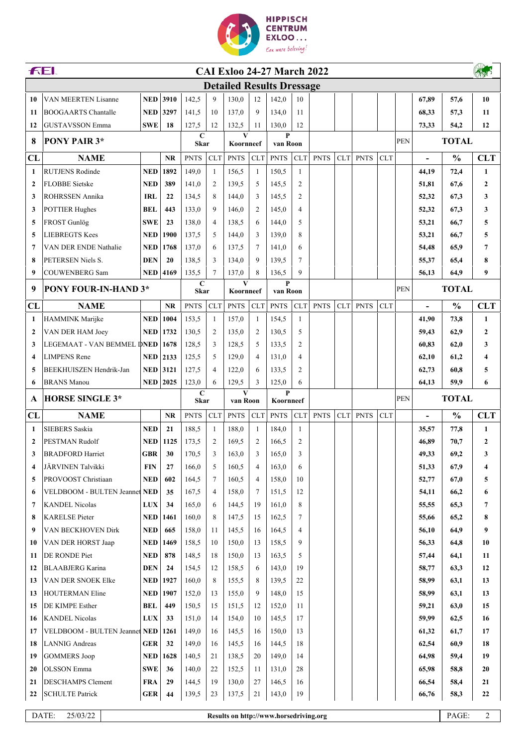# CAI Exloo 24-27 March 2022

## Detailed Results Dressage

| CL | NAME | | NR | PNTS | CLT | PNTS | CLT | PNTS | CLT | PNTS | CLT | PNTS | CLT | PEN | - | % | CLT |
|---|---|---|---|---|---|---|---|---|---|---|---|---|---|---|---|---|---|
| 10 | VAN MEERTEN Lisanne | NED | 3910 | 142,5 | 9 | 130,0 | 12 | 142,0 | 10 | | | | | | 67,89 | 57,6 | 10 |
| 11 | BOOGAARTS Chantalle | NED | 3297 | 141,5 | 10 | 137,0 | 9 | 134,0 | 11 | | | | | | 68,33 | 57,3 | 11 |
| 12 | GUSTAVSSON Emma | SWE | 18 | 127,5 | 12 | 132,5 | 11 | 130,0 | 12 | | | | | | 73,33 | 54,2 | 12 |

| 8 | PONY PAIR 3* | | | C Skar | | V Koornneef | | P van Roon | | | | | | PEN | TOTAL | | |
|---|---|---|---|---|---|---|---|---|---|---|---|---|---|---|---|---|---|
| CL | NAME | | NR | PNTS | CLT | PNTS | CLT | PNTS | CLT | PNTS | CLT | PNTS | CLT | | - | % | CLT |
| 1 | RUTJENS Rodinde | NED | 1892 | 149,0 | 1 | 156,5 | 1 | 150,5 | 1 | | | | | | 44,19 | 72,4 | 1 |
| 2 | FLOBBE Sietske | NED | 389 | 141,0 | 2 | 139,5 | 5 | 145,5 | 2 | | | | | | 51,81 | 67,6 | 2 |
| 3 | ROHRSSEN Annika | IRL | 22 | 134,5 | 8 | 144,0 | 3 | 145,5 | 2 | | | | | | 52,32 | 67,3 | 3 |
| 3 | POTTIER Hughes | BEL | 443 | 133,0 | 9 | 146,0 | 2 | 145,0 | 4 | | | | | | 52,32 | 67,3 | 3 |
| 5 | FROST Gunlög | SWE | 23 | 138,0 | 4 | 138,5 | 6 | 144,0 | 5 | | | | | | 53,21 | 66,7 | 5 |
| 5 | LIEBREGTS Kees | NED | 1900 | 137,5 | 5 | 144,0 | 3 | 139,0 | 8 | | | | | | 53,21 | 66,7 | 5 |
| 7 | VAN DER ENDE Nathalie | NED | 1768 | 137,0 | 6 | 137,5 | 7 | 141,0 | 6 | | | | | | 54,48 | 65,9 | 7 |
| 8 | PETERSEN Niels S. | DEN | 20 | 138,5 | 3 | 134,0 | 9 | 139,5 | 7 | | | | | | 55,37 | 65,4 | 8 |
| 9 | COUWENBERG Sam | NED | 4169 | 135,5 | 7 | 137,0 | 8 | 136,5 | 9 | | | | | | 56,13 | 64,9 | 9 |

| 9 | PONY FOUR-IN-HAND 3* | | | C Skar | | V Koornneef | | P van Roon | | | | | | PEN | TOTAL | | |
|---|---|---|---|---|---|---|---|---|---|---|---|---|---|---|---|---|---|
| CL | NAME | | NR | PNTS | CLT | PNTS | CLT | PNTS | CLT | PNTS | CLT | PNTS | CLT | | - | % | CLT |
| 1 | HAMMINK Marijke | NED | 1004 | 153,5 | 1 | 157,0 | 1 | 154,5 | 1 | | | | | | 41,90 | 73,8 | 1 |
| 2 | VAN DER HAM Joey | NED | 1732 | 130,5 | 2 | 135,0 | 2 | 130,5 | 5 | | | | | | 59,43 | 62,9 | 2 |
| 3 | LEGEMAAT - VAN BEMMEL D | NED | 1678 | 128,5 | 3 | 128,5 | 5 | 133,5 | 2 | | | | | | 60,83 | 62,0 | 3 |
| 4 | LIMPENS Rene | NED | 2133 | 125,5 | 5 | 129,0 | 4 | 131,0 | 4 | | | | | | 62,10 | 61,2 | 4 |
| 5 | BEEKHUIZEN Hendrik-Jan | NED | 3121 | 127,5 | 4 | 122,0 | 6 | 133,5 | 2 | | | | | | 62,73 | 60,8 | 5 |
| 6 | BRANS Manou | NED | 2025 | 123,0 | 6 | 129,5 | 3 | 125,0 | 6 | | | | | | 64,13 | 59,9 | 6 |

| A | HORSE SINGLE 3* | | | C Skar | | V van Roon | | P Koornneef | | | | | | PEN | TOTAL | | |
|---|---|---|---|---|---|---|---|---|---|---|---|---|---|---|---|---|---|
| CL | NAME | | NR | PNTS | CLT | PNTS | CLT | PNTS | CLT | PNTS | CLT | PNTS | CLT | | - | % | CLT |
| 1 | SIEBERS Saskia | NED | 21 | 188,5 | 1 | 188,0 | 1 | 184,0 | 1 | | | | | | 35,57 | 77,8 | 1 |
| 2 | PESTMAN Rudolf | NED | 1125 | 173,5 | 2 | 169,5 | 2 | 166,5 | 2 | | | | | | 46,89 | 70,7 | 2 |
| 3 | BRADFORD Harriet | GBR | 30 | 170,5 | 3 | 163,0 | 3 | 165,0 | 3 | | | | | | 49,33 | 69,2 | 3 |
| 4 | JÄRVINEN Talvikki | FIN | 27 | 166,0 | 5 | 160,5 | 4 | 163,0 | 6 | | | | | | 51,33 | 67,9 | 4 |
| 5 | PROVOOST Christiaan | NED | 602 | 164,5 | 7 | 160,5 | 4 | 158,0 | 10 | | | | | | 52,77 | 67,0 | 5 |
| 6 | VELDBOOM - BULTEN Jeannet | NED | 35 | 167,5 | 4 | 158,0 | 7 | 151,5 | 12 | | | | | | 54,11 | 66,2 | 6 |
| 7 | KANDEL Nicolas | LUX | 34 | 165,0 | 6 | 144,5 | 19 | 161,0 | 8 | | | | | | 55,55 | 65,3 | 7 |
| 8 | KARELSE Pieter | NED | 1461 | 160,0 | 8 | 147,5 | 15 | 162,5 | 7 | | | | | | 55,66 | 65,2 | 8 |
| 9 | VAN BECKHOVEN Dirk | NED | 665 | 158,0 | 11 | 145,5 | 16 | 164,5 | 4 | | | | | | 56,10 | 64,9 | 9 |
| 10 | VAN DER HORST Jaap | NED | 1469 | 158,5 | 10 | 150,0 | 13 | 158,5 | 9 | | | | | | 56,33 | 64,8 | 10 |
| 11 | DE RONDE Piet | NED | 878 | 148,5 | 18 | 150,0 | 13 | 163,5 | 5 | | | | | | 57,44 | 64,1 | 11 |
| 12 | BLAABJERG Karina | DEN | 24 | 154,5 | 12 | 158,5 | 6 | 143,0 | 19 | | | | | | 58,77 | 63,3 | 12 |
| 13 | VAN DER SNOEK Elke | NED | 1927 | 160,0 | 8 | 155,5 | 8 | 139,5 | 22 | | | | | | 58,99 | 63,1 | 13 |
| 13 | HOUTERMAN Eline | NED | 1907 | 152,0 | 13 | 155,0 | 9 | 148,0 | 15 | | | | | | 58,99 | 63,1 | 13 |
| 15 | DE KIMPE Esther | BEL | 449 | 150,5 | 15 | 151,5 | 12 | 152,0 | 11 | | | | | | 59,21 | 63,0 | 15 |
| 16 | KANDEL Nicolas | LUX | 33 | 151,0 | 14 | 154,0 | 10 | 145,5 | 17 | | | | | | 59,99 | 62,5 | 16 |
| 17 | VELDBOOM - BULTEN Jeannet | NED | 1261 | 149,0 | 16 | 145,5 | 16 | 150,0 | 13 | | | | | | 61,32 | 61,7 | 17 |
| 18 | LANNIG Andreas | GER | 32 | 149,0 | 16 | 145,5 | 16 | 144,5 | 18 | | | | | | 62,54 | 60,9 | 18 |
| 19 | GOMMERS Joop | NED | 1628 | 140,5 | 21 | 138,5 | 20 | 149,0 | 14 | | | | | | 64,98 | 59,4 | 19 |
| 20 | OLSSON Emma | SWE | 36 | 140,0 | 22 | 152,5 | 11 | 131,0 | 28 | | | | | | 65,98 | 58,8 | 20 |
| 21 | DESCHAMPS Clement | FRA | 29 | 144,5 | 19 | 130,0 | 27 | 146,5 | 16 | | | | | | 66,54 | 58,4 | 21 |
| 22 | SCHULTE Patrick | GER | 44 | 139,5 | 23 | 137,5 | 21 | 143,0 | 19 | | | | | | 66,76 | 58,3 | 22 |

DATE: 25/03/22 | Results on http://www.horsedriving.org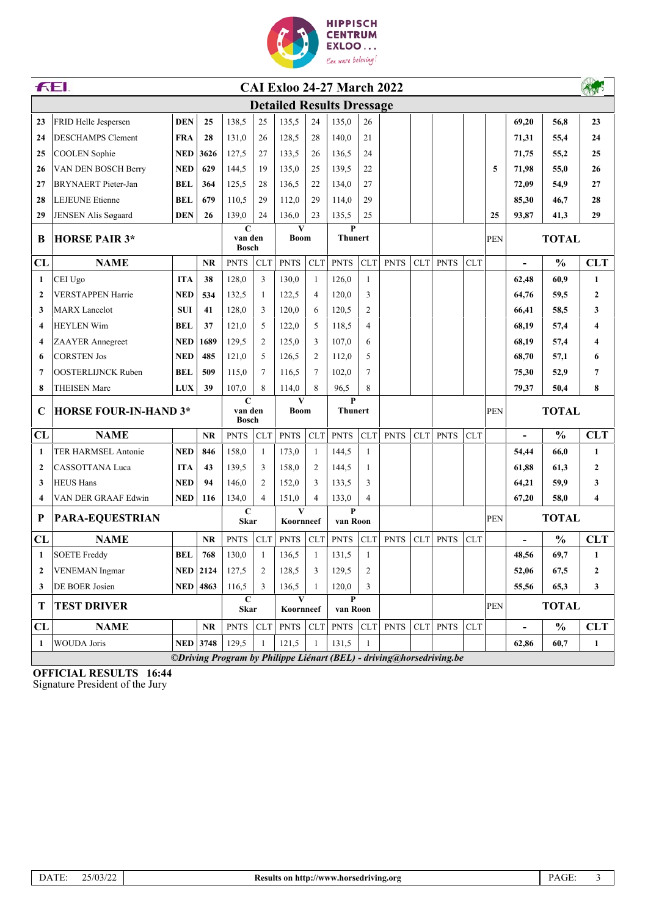HIPPISCH CENTRUM EXLOO ... Een ware beleving!

# CAI Exloo 24-27 March 2022

## Detailed Results Dressage

| | | | | | | | | | | | | | | | | | |
|---|---|---|---|---|---|---|---|---|---|---|---|---|---|---|---|---|---|
| 23 | FRID Helle Jespersen | DEN | 25 | 138,5 | 25 | 135,5 | 24 | 135,0 | 26 | | | | | | 69,20 | 56,8 | 23 |
| 24 | DESCHAMPS Clement | FRA | 28 | 131,0 | 26 | 128,5 | 28 | 140,0 | 21 | | | | | | 71,31 | 55,4 | 24 |
| 25 | COOLEN Sophie | NED | 3626 | 127,5 | 27 | 133,5 | 26 | 136,5 | 24 | | | | | | 71,75 | 55,2 | 25 |
| 26 | VAN DEN BOSCH Berry | NED | 629 | 144,5 | 19 | 135,0 | 25 | 139,5 | 22 | | | | | 5 | 71,98 | 55,0 | 26 |
| 27 | BRYNAERT Pieter-Jan | BEL | 364 | 125,5 | 28 | 136,5 | 22 | 134,0 | 27 | | | | | | 72,09 | 54,9 | 27 |
| 28 | LEJEUNE Etienne | BEL | 679 | 110,5 | 29 | 112,0 | 29 | 114,0 | 29 | | | | | | 85,30 | 46,7 | 28 |
| 29 | JENSEN Alis Søgaard | DEN | 26 | 139,0 | 24 | 136,0 | 23 | 135,5 | 25 | | | | | 25 | 93,87 | 41,3 | 29 |

| B | HORSE PAIR 3* | | | C van den Bosch | | V Boom | | P Thunert | | | | | | PEN | TOTAL | | |
|---|---|---|---|---|---|---|---|---|---|---|---|---|---|---|---|---|---|
| CL | NAME | | NR | PNTS | CLT | PNTS | CLT | PNTS | CLT | PNTS | CLT | PNTS | CLT | | - | % | CLT |
| 1 | CEI Ugo | ITA | 38 | 128,0 | 3 | 130,0 | 1 | 126,0 | 1 | | | | | | 62,48 | 60,9 | 1 |
| 2 | VERSTAPPEN Harrie | NED | 534 | 132,5 | 1 | 122,5 | 4 | 120,0 | 3 | | | | | | 64,76 | 59,5 | 2 |
| 3 | MARX Lancelot | SUI | 41 | 128,0 | 3 | 120,0 | 6 | 120,5 | 2 | | | | | | 66,41 | 58,5 | 3 |
| 4 | HEYLEN Wim | BEL | 37 | 121,0 | 5 | 122,0 | 5 | 118,5 | 4 | | | | | | 68,19 | 57,4 | 4 |
| 4 | ZAAYER Annegreet | NED | 1689 | 129,5 | 2 | 125,0 | 3 | 107,0 | 6 | | | | | | 68,19 | 57,4 | 4 |
| 6 | CORSTEN Jos | NED | 485 | 121,0 | 5 | 126,5 | 2 | 112,0 | 5 | | | | | | 68,70 | 57,1 | 6 |
| 7 | OOSTERLIJNCK Ruben | BEL | 509 | 115,0 | 7 | 116,5 | 7 | 102,0 | 7 | | | | | | 75,30 | 52,9 | 7 |
| 8 | THEISEN Marc | LUX | 39 | 107,0 | 8 | 114,0 | 8 | 96,5 | 8 | | | | | | 79,37 | 50,4 | 8 |

| C | HORSE FOUR-IN-HAND 3* | | | C van den Bosch | | V Boom | | P Thunert | | | | | | PEN | TOTAL | | |
|---|---|---|---|---|---|---|---|---|---|---|---|---|---|---|---|---|---|
| CL | NAME | | NR | PNTS | CLT | PNTS | CLT | PNTS | CLT | PNTS | CLT | PNTS | CLT | | - | % | CLT |
| 1 | TER HARMSEL Antonie | NED | 846 | 158,0 | 1 | 173,0 | 1 | 144,5 | 1 | | | | | | 54,44 | 66,0 | 1 |
| 2 | CASSOTTANA Luca | ITA | 43 | 139,5 | 3 | 158,0 | 2 | 144,5 | 1 | | | | | | 61,88 | 61,3 | 2 |
| 3 | HEUS Hans | NED | 94 | 146,0 | 2 | 152,0 | 3 | 133,5 | 3 | | | | | | 64,21 | 59,9 | 3 |
| 4 | VAN DER GRAAF Edwin | NED | 116 | 134,0 | 4 | 151,0 | 4 | 133,0 | 4 | | | | | | 67,20 | 58,0 | 4 |

| P | PARA-EQUESTRIAN | | | C Skar | | V Koornneef | | P van Roon | | | | | | PEN | TOTAL | | |
|---|---|---|---|---|---|---|---|---|---|---|---|---|---|---|---|---|---|
| CL | NAME | | NR | PNTS | CLT | PNTS | CLT | PNTS | CLT | PNTS | CLT | PNTS | CLT | | - | % | CLT |
| 1 | SOETE Freddy | BEL | 768 | 130,0 | 1 | 136,5 | 1 | 131,5 | 1 | | | | | | 48,56 | 69,7 | 1 |
| 2 | VENEMAN Ingmar | NED | 2124 | 127,5 | 2 | 128,5 | 3 | 129,5 | 2 | | | | | | 52,06 | 67,5 | 2 |
| 3 | DE BOER Josien | NED | 4863 | 116,5 | 3 | 136,5 | 1 | 120,0 | 3 | | | | | | 55,56 | 65,3 | 3 |

| T | TEST DRIVER | | | C Skar | | V Koornneef | | P van Roon | | | | | | PEN | TOTAL | | |
|---|---|---|---|---|---|---|---|---|---|---|---|---|---|---|---|---|---|
| CL | NAME | | NR | PNTS | CLT | PNTS | CLT | PNTS | CLT | PNTS | CLT | PNTS | CLT | | - | % | CLT |
| 1 | WOUDA Joris | NED | 3748 | 129,5 | 1 | 121,5 | 1 | 131,5 | 1 | | | | | | 62,86 | 60,7 | 1 |

*©Driving Program by Philippe Liénart (BEL) - driving@horsedriving.be*

**OFFICIAL RESULTS 16:44**

Signature President of the Jury

DATE: 25/03/22 | **Results on http://www.horsedriving.org**